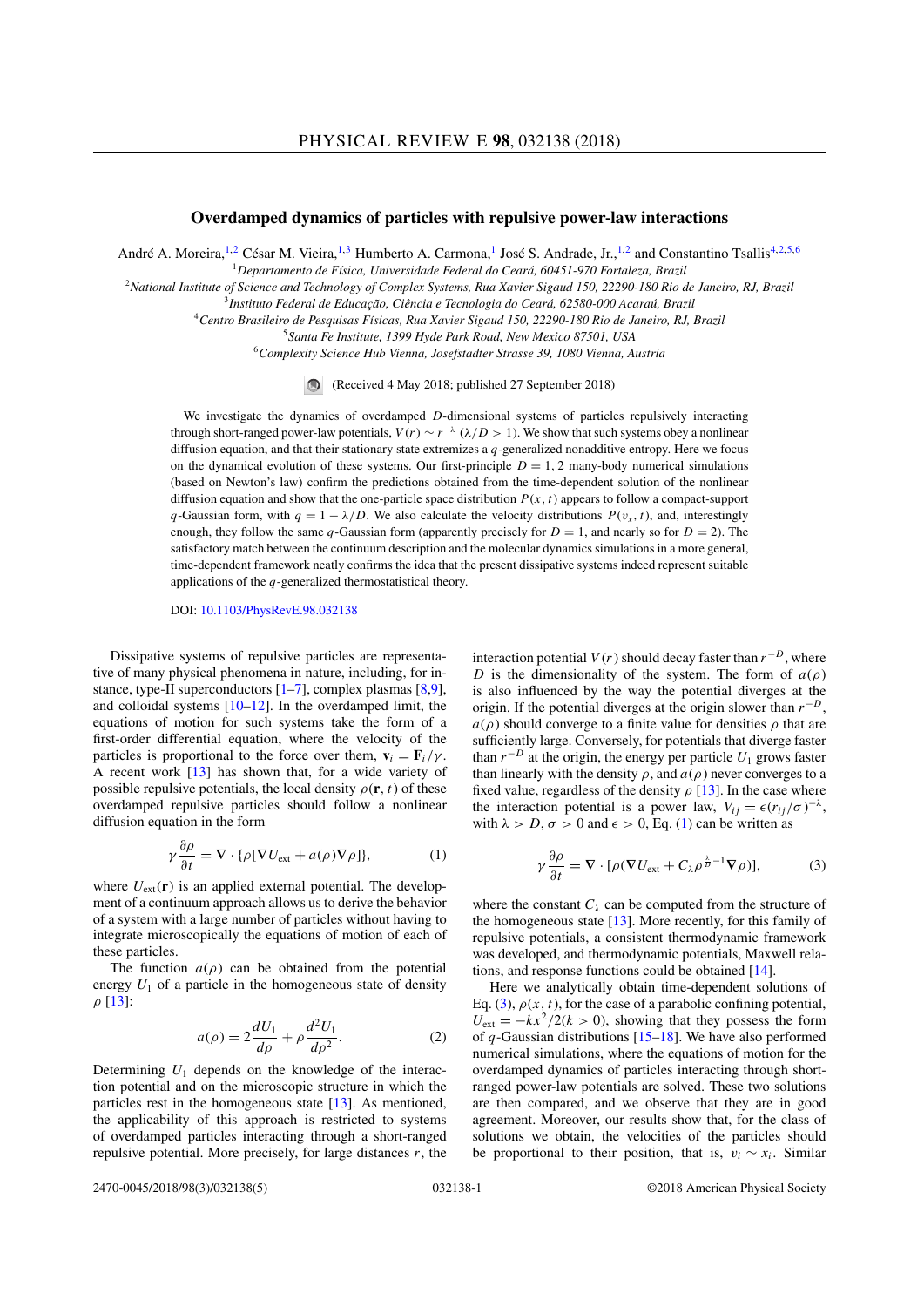# Overdamped dynamics of particles with repulsive power-law interactions

André A. Moreira,[1,2] César M. Vieira,[1,3] Humberto A. Carmona,[1] José S. Andrade, Jr.,[1,2] and Constantino Tsallis[4,2,5,6]

[1]Departamento de Física, Universidade Federal do Ceará, 60451-970 Fortaleza, Brazil

[2]National Institute of Science and Technology of Complex Systems, Rua Xavier Sigaud 150, 22290-180 Rio de Janeiro, RJ, Brazil

[3]Instituto Federal de Educação, Ciência e Tecnologia do Ceará, 62580-000 Acaraú, Brazil

[4]Centro Brasileiro de Pesquisas Físicas, Rua Xavier Sigaud 150, 22290-180 Rio de Janeiro, RJ, Brazil

[5]Santa Fe Institute, 1399 Hyde Park Road, New Mexico 87501, USA

[6]Complexity Science Hub Vienna, Josefstadter Strasse 39, 1080 Vienna, Austria

(Received 4 May 2018; published 27 September 2018)

We investigate the dynamics of overdamped $D$-dimensional systems of particles repulsively interacting through short-ranged power-law potentials, $V(r) \sim r^{-\lambda}$ ($\lambda/D > 1$). We show that such systems obey a nonlinear diffusion equation, and that their stationary state extremizes a $q$-generalized nonadditive entropy. Here we focus on the dynamical evolution of these systems. Our first-principle $D = 1, 2$ many-body numerical simulations (based on Newton's law) confirm the predictions obtained from the time-dependent solution of the nonlinear diffusion equation and show that the one-particle space distribution $P(x,t)$ appears to follow a compact-support $q$-Gaussian form, with $q = 1 - \lambda/D$. We also calculate the velocity distributions $P(v_x,t)$, and, interestingly enough, they follow the same $q$-Gaussian form (apparently precisely for $D = 1$, and nearly so for $D = 2$). The satisfactory match between the continuum description and the molecular dynamics simulations in a more general, time-dependent framework neatly confirms the idea that the present dissipative systems indeed represent suitable applications of the $q$-generalized thermostatistical theory.

DOI: 10.1103/PhysRevE.98.032138

Dissipative systems of repulsive particles are representative of many physical phenomena in nature, including, for instance, type-II superconductors [1–7], complex plasmas [8,9], and colloidal systems [10–12]. In the overdamped limit, the equations of motion for such systems take the form of a first-order differential equation, where the velocity of the particles is proportional to the force over them, $\mathbf{v}_i = \mathbf{F}_i/\gamma$. A recent work [13] has shown that, for a wide variety of possible repulsive potentials, the local density $\rho(\mathbf{r},t)$ of these overdamped repulsive particles should follow a nonlinear diffusion equation in the form

$$\gamma \frac{\partial \rho}{\partial t} = \nabla \cdot \{\rho[\nabla U_{\text{ext}} + a(\rho)\nabla \rho]\}, \tag{1}$$

where $U_{\text{ext}}(\mathbf{r})$ is an applied external potential. The development of a continuum approach allows us to derive the behavior of a system with a large number of particles without having to integrate microscopically the equations of motion of each of these particles.

The function $a(\rho)$ can be obtained from the potential energy $U_1$ of a particle in the homogeneous state of density $\rho$ [13]:

$$a(\rho) = 2\frac{dU_1}{d\rho} + \rho\frac{d^2U_1}{d\rho^2}. \tag{2}$$

Determining $U_1$ depends on the knowledge of the interaction potential and on the microscopic structure in which the particles rest in the homogeneous state [13]. As mentioned, the applicability of this approach is restricted to systems of overdamped particles interacting through a short-ranged repulsive potential. More precisely, for large distances $r$, the interaction potential $V(r)$ should decay faster than $r^{-D}$, where $D$ is the dimensionality of the system. The form of $a(\rho)$ is also influenced by the way the potential diverges at the origin. If the potential diverges at the origin slower than $r^{-D}$, $a(\rho)$ should converge to a finite value for densities $\rho$ that are sufficiently large. Conversely, for potentials that diverge faster than $r^{-D}$ at the origin, the energy per particle $U_1$ grows faster than linearly with the density $\rho$, and $a(\rho)$ never converges to a fixed value, regardless of the density $\rho$ [13]. In the case where the interaction potential is a power law, $V_{ij} = \epsilon(r_{ij}/\sigma)^{-\lambda}$, with $\lambda > D$, $\sigma > 0$ and $\epsilon > 0$, Eq. (1) can be written as

$$\gamma \frac{\partial \rho}{\partial t} = \nabla \cdot [\rho(\nabla U_{\text{ext}} + C_\lambda \rho^{\frac{\lambda}{D}-1}\nabla \rho)], \tag{3}$$

where the constant $C_\lambda$ can be computed from the structure of the homogeneous state [13]. More recently, for this family of repulsive potentials, a consistent thermodynamic framework was developed, and thermodynamic potentials, Maxwell relations, and response functions could be obtained [14].

Here we analytically obtain time-dependent solutions of Eq. (3), $\rho(x,t)$, for the case of a parabolic confining potential, $U_{\text{ext}} = -kx^2/2(k > 0)$, showing that they possess the form of $q$-Gaussian distributions [15–18]. We have also performed numerical simulations, where the equations of motion for the overdamped dynamics of particles interacting through short-ranged power-law potentials are solved. These two solutions are then compared, and we observe that they are in good agreement. Moreover, our results show that, for the class of solutions we obtain, the velocities of the particles should be proportional to their position, that is, $v_i \sim x_i$. Similar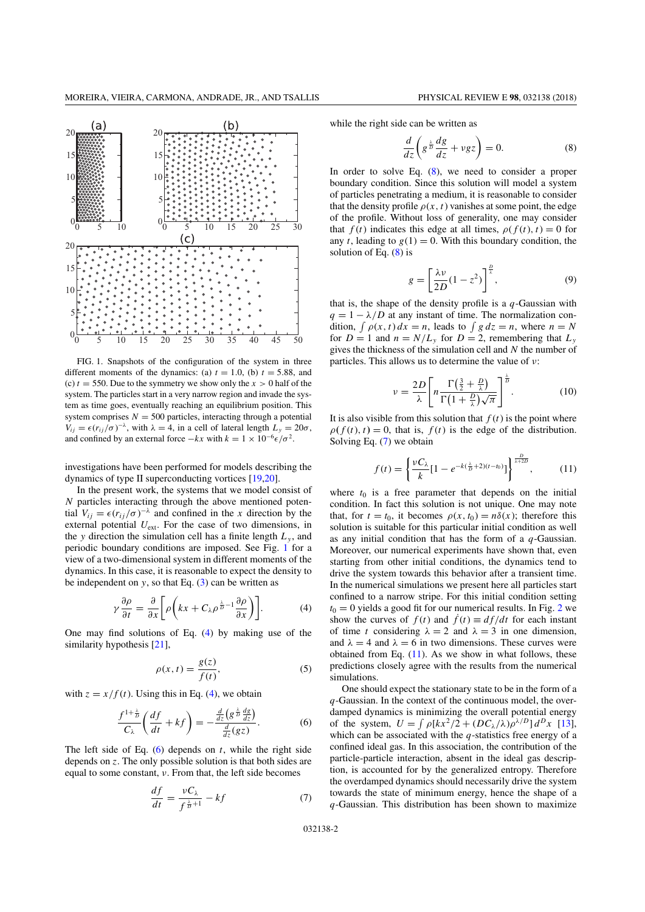FIG. 1. Snapshots of the configuration of the system in three different moments of the dynamics: (a) $t = 1.0$, (b) $t = 5.88$, and (c) $t = 550$. Due to the symmetry we show only the $x > 0$ half of the system. The particles start in a very narrow region and invade the system as time goes, eventually reaching an equilibrium position. This system comprises $N = 500$ particles, interacting through a potential $V_{ij} = \epsilon(r_{ij}/\sigma)^{-\lambda}$, with $\lambda = 4$, in a cell of lateral length $L_y = 20\sigma$, and confined by an external force $-kx$ with $k = 1 \times 10^{-6}\epsilon/\sigma^2$.

investigations have been performed for models describing the dynamics of type II superconducting vortices [19,20].

In the present work, the systems that we model consist of $N$ particles interacting through the above mentioned potential $V_{ij} = \epsilon(r_{ij}/\sigma)^{-\lambda}$ and confined in the $x$ direction by the external potential $U_{\text{ext}}$. For the case of two dimensions, in the $y$ direction the simulation cell has a finite length $L_y$, and periodic boundary conditions are imposed. See Fig. 1 for a view of a two-dimensional system in different moments of the dynamics. In this case, it is reasonable to expect the density to be independent on $y$, so that Eq. (3) can be written as

$$\gamma \frac{\partial \rho}{\partial t} = \frac{\partial}{\partial x}\left[\rho\left(kx + C_\lambda \rho^{\frac{\lambda}{D}-1}\frac{\partial \rho}{\partial x}\right)\right]. \tag{4}$$

One may find solutions of Eq. (4) by making use of the similarity hypothesis [21],

$$\rho(x,t) = \frac{g(z)}{f(t)}, \tag{5}$$

with $z = x/f(t)$. Using this in Eq. (4), we obtain

$$\frac{f^{1+\frac{\lambda}{D}}}{C_\lambda}\left(\frac{df}{dt} + kf\right) = -\frac{\frac{d}{dz}\left(g^{\frac{\lambda}{D}}\frac{dg}{dz}\right)}{\frac{d}{dz}(gz)}. \tag{6}$$

The left side of Eq. (6) depends on $t$, while the right side depends on $z$. The only possible solution is that both sides are equal to some constant, $\nu$. From that, the left side becomes

$$\frac{df}{dt} = \frac{\nu C_\lambda}{f^{\frac{\lambda}{D}+1}} - kf \tag{7}$$

while the right side can be written as

$$\frac{d}{dz}\left(g^{\frac{\lambda}{D}}\frac{dg}{dz} + \nu g z\right) = 0. \tag{8}$$

In order to solve Eq. (8), we need to consider a proper boundary condition. Since this solution will model a system of particles penetrating a medium, it is reasonable to consider that the density profile $\rho(x,t)$ vanishes at some point, the edge of the profile. Without loss of generality, one may consider that $f(t)$ indicates this edge at all times, $\rho(f(t),t) = 0$ for any $t$, leading to $g(1) = 0$. With this boundary condition, the solution of Eq. (8) is

$$g = \left[\frac{\lambda\nu}{2D}(1 - z^2)\right]^{\frac{D}{\lambda}}, \tag{9}$$

that is, the shape of the density profile is a $q$-Gaussian with $q = 1 - \lambda/D$ at any instant of time. The normalization condition, $\int \rho(x,t)\,dx = n$, leads to $\int g\,dz = n$, where $n = N$ for $D = 1$ and $n = N/L_y$ for $D = 2$, remembering that $L_y$ gives the thickness of the simulation cell and $N$ the number of particles. This allows us to determine the value of $\nu$:

$$\nu = \frac{2D}{\lambda}\left[n\frac{\Gamma\left(\frac{3}{2} + \frac{D}{\lambda}\right)}{\Gamma\left(1 + \frac{D}{\lambda}\right)\sqrt{\pi}}\right]^{\frac{\lambda}{D}}. \tag{10}$$

It is also visible from this solution that $f(t)$ is the point where $\rho(f(t),t) = 0$, that is, $f(t)$ is the edge of the distribution. Solving Eq. (7) we obtain

$$f(t) = \left\{\frac{\nu C_\lambda}{k}\left[1 - e^{-k(\frac{\lambda}{D}+2)(t-t_0)}\right]\right\}^{\frac{D}{\lambda+2D}}, \tag{11}$$

where $t_0$ is a free parameter that depends on the initial condition. In fact this solution is not unique. One may note that, for $t = t_0$, it becomes $\rho(x,t_0) = n\delta(x)$; therefore this solution is suitable for this particular initial condition as well as any initial condition that has the form of a $q$-Gaussian. Moreover, our numerical experiments have shown that, even starting from other initial conditions, the dynamics tend to drive the system towards this behavior after a transient time. In the numerical simulations we present here all particles start confined to a narrow stripe. For this initial condition setting $t_0 = 0$ yields a good fit for our numerical results. In Fig. 2 we show the curves of $f(t)$ and $\dot{f}(t) \equiv df/dt$ for each instant of time $t$ considering $\lambda = 2$ and $\lambda = 3$ in one dimension, and $\lambda = 4$ and $\lambda = 6$ in two dimensions. These curves were obtained from Eq. (11). As we show in what follows, these predictions closely agree with the results from the numerical simulations.

One should expect the stationary state to be in the form of a $q$-Gaussian. In the context of the continuous model, the overdamped dynamics is minimizing the overall potential energy of the system, $U = \int \rho[kx^2/2 + (DC_\lambda/\lambda)\rho^{\lambda/D}]\,d^Dx$ [13], which can be associated with the $q$-statistics free energy of a confined ideal gas. In this association, the contribution of the particle-particle interaction, absent in the ideal gas description, is accounted for by the generalized entropy. Therefore the overdamped dynamics should necessarily drive the system towards the state of minimum energy, hence the shape of a $q$-Gaussian. This distribution has been shown to maximize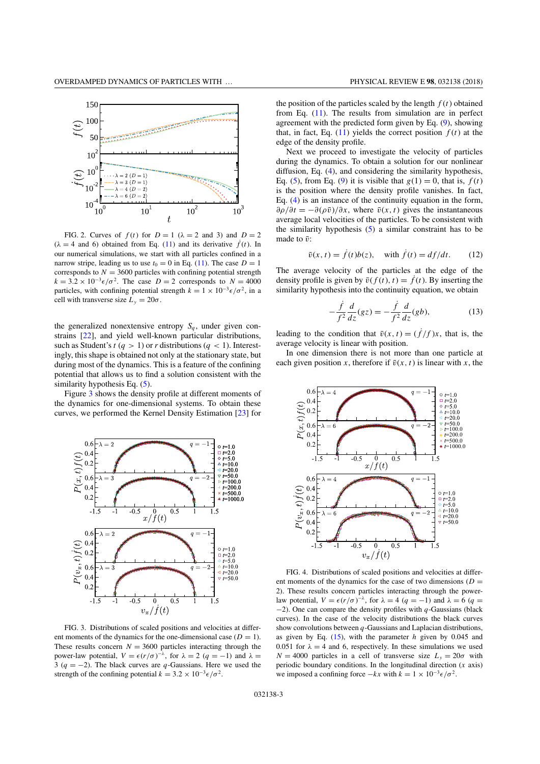FIG. 2. Curves of $f(t)$ for $D = 1$ ($\lambda = 2$ and 3) and $D = 2$ ($\lambda = 4$ and 6) obtained from Eq. (11) and its derivative $\dot{f}(t)$. In our numerical simulations, we start with all particles confined in a narrow stripe, leading us to use $t_0 = 0$ in Eq. (11). The case $D = 1$ corresponds to $N = 3600$ particles with confining potential strength $k = 3.2 \times 10^{-3}\epsilon/\sigma^2$. The case $D = 2$ corresponds to $N = 4000$ particles, with confining potential strength $k = 1 \times 10^{-3}\epsilon/\sigma^2$, in a cell with transverse size $L_y = 20\sigma$.

the generalized nonextensive entropy $S_q$, under given constraints [22], and yield well-known particular distributions, such as Student's $t$ ($q > 1$) or $r$ distributions ($q < 1$). Interestingly, this shape is obtained not only at the stationary state, but during most of the dynamics. This is a feature of the confining potential that allows us to find a solution consistent with the similarity hypothesis Eq. (5).

Figure 3 shows the density profile at different moments of the dynamics for one-dimensional systems. To obtain these curves, we performed the Kernel Density Estimation [23] for the position of the particles scaled by the length $f(t)$ obtained from Eq. (11). The results from simulation are in perfect agreement with the predicted form given by Eq. (9), showing that, in fact, Eq. (11) yields the correct position $f(t)$ at the edge of the density profile.

FIG. 3. Distributions of scaled positions and velocities at different moments of the dynamics for the one-dimensional case ($D = 1$). These results concern $N = 3600$ particles interacting through the power-law potential, $V = \epsilon(r/\sigma)^{-\lambda}$, for $\lambda = 2$ ($q = -1$) and $\lambda = 3$ ($q = -2$). The black curves are $q$-Gaussians. Here we used the strength of the confining potential $k = 3.2 \times 10^{-3}\epsilon/\sigma^2$.

Next we proceed to investigate the velocity of particles during the dynamics. To obtain a solution for our nonlinear diffusion, Eq. (4), and considering the similarity hypothesis, Eq. (5), from Eq. (9) it is visible that $g(1) = 0$, that is, $f(t)$ is the position where the density profile vanishes. In fact, Eq. (4) is an instance of the continuity equation in the form, $\partial\rho/\partial t = -\partial(\rho\bar{v})/\partial x$, where $\bar{v}(x,t)$ gives the instantaneous average local velocities of the particles. To be consistent with the similarity hypothesis (5) a similar constraint has to be made to $\bar{v}$:

$$\bar{v}(x,t) = \dot{f}(t)b(z), \quad \text{with } \dot{f}(t) = df/dt. \tag{12}$$

The average velocity of the particles at the edge of the density profile is given by $\bar{v}(f(t),t) = \dot{f}(t)$. By inserting the similarity hypothesis into the continuity equation, we obtain

$$-\frac{\dot{f}}{f^2}\frac{d}{dz}(gz) = -\frac{\dot{f}}{f^2}\frac{d}{dz}(gb), \tag{13}$$

leading to the condition that $\bar{v}(x,t) = (\dot{f}/f)x$, that is, the average velocity is linear with position.

In one dimension there is not more than one particle at each given position $x$, therefore if $\bar{v}(x,t)$ is linear with $x$, the

FIG. 4. Distributions of scaled positions and velocities at different moments of the dynamics for the case of two dimensions ($D = 2$). These results concern particles interacting through the power-law potential, $V = \epsilon(r/\sigma)^{-\lambda}$, for $\lambda = 4$ ($q = -1$) and $\lambda = 6$ ($q = -2$). One can compare the density profiles with $q$-Gaussians (black curves). In the case of the velocity distributions the black curves show convolutions between $q$-Gaussians and Laplacian distributions, as given by Eq. (15), with the parameter $h$ given by 0.045 and 0.051 for $\lambda = 4$ and 6, respectively. In these simulations we used $N = 4000$ particles in a cell of transverse size $L_y = 20\sigma$ with periodic boundary conditions. In the longitudinal direction ($x$ axis) we imposed a confining force $-kx$ with $k = 1 \times 10^{-3}\epsilon/\sigma^2$.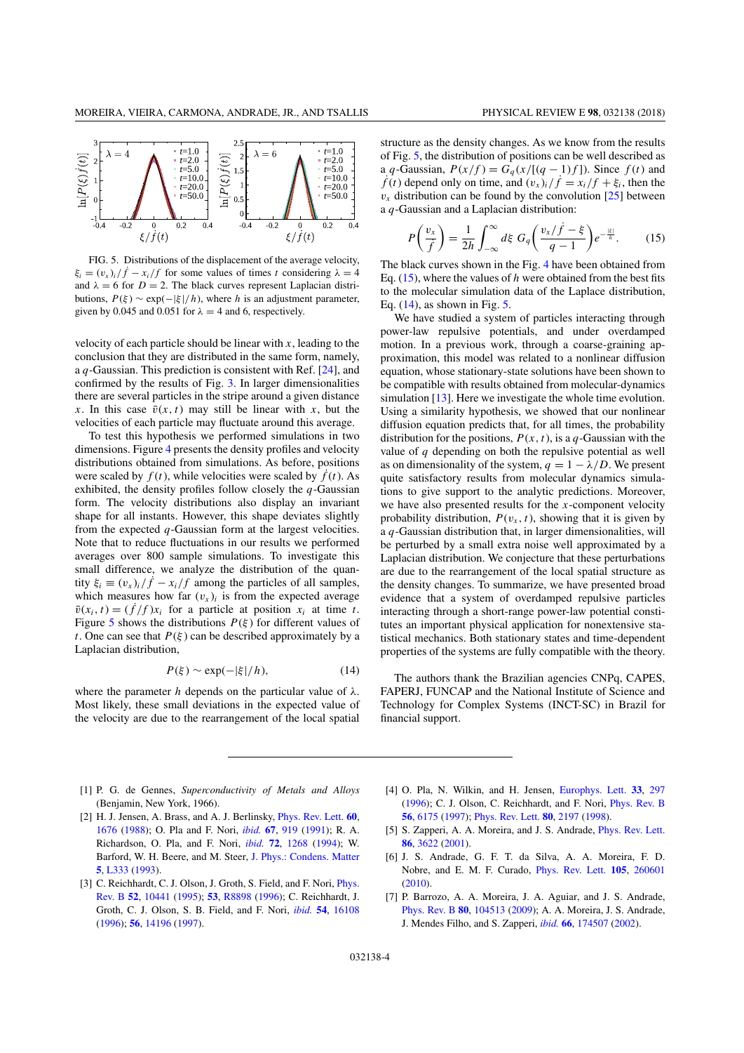FIG. 5. Distributions of the displacement of the average velocity, $\xi_i = (v_x)_i/\dot{f} - x_i/f$ for some values of times $t$ considering $\lambda = 4$ and $\lambda = 6$ for $D = 2$. The black curves represent Laplacian distributions, $P(\xi) \sim \exp(-|\xi|/h)$, where $h$ is an adjustment parameter, given by 0.045 and 0.051 for $\lambda = 4$ and 6, respectively.

velocity of each particle should be linear with $x$, leading to the conclusion that they are distributed in the same form, namely, a $q$-Gaussian. This prediction is consistent with Ref. [24], and confirmed by the results of Fig. 3. In larger dimensionalities there are several particles in the stripe around a given distance $x$. In this case $\bar{v}(x,t)$ may still be linear with $x$, but the velocities of each particle may fluctuate around this average.

To test this hypothesis we performed simulations in two dimensions. Figure 4 presents the density profiles and velocity distributions obtained from simulations. As before, positions were scaled by $f(t)$, while velocities were scaled by $\dot{f}(t)$. As exhibited, the density profiles follow closely the $q$-Gaussian form. The velocity distributions also display an invariant shape for all instants. However, this shape deviates slightly from the expected $q$-Gaussian form at the largest velocities. Note that to reduce fluctuations in our results we performed averages over 800 sample simulations. To investigate this small difference, we analyze the distribution of the quantity $\xi_i \equiv (v_x)_i/\dot{f} - x_i/f$ among the particles of all samples, which measures how far $(v_x)_i$ is from the expected average $\bar{v}(x_i,t) = (\dot{f}/f)x_i$ for a particle at position $x_i$ at time $t$. Figure 5 shows the distributions $P(\xi)$ for different values of $t$. One can see that $P(\xi)$ can be described approximately by a Laplacian distribution,

$$P(\xi) \sim \exp(-|\xi|/h), \tag{14}$$

where the parameter $h$ depends on the particular value of $\lambda$. Most likely, these small deviations in the expected value of the velocity are due to the rearrangement of the local spatial structure as the density changes. As we know from the results of Fig. 5, the distribution of positions can be well described as a $q$-Gaussian, $P(x/f) = G_q(x/[(q-1)f])$. Since $f(t)$ and $\dot{f}(t)$ depend only on time, and $(v_x)_i/\dot{f} = x_i/f + \xi_i$, then the $v_x$ distribution can be found by the convolution [25] between a $q$-Gaussian and a Laplacian distribution:

$$P\left(\frac{v_x}{\dot{f}}\right) = \frac{1}{2h}\int_{-\infty}^{\infty} d\xi\; G_q\left(\frac{v_x/\dot{f} - \xi}{q-1}\right) e^{-\frac{|\xi|}{h}}. \tag{15}$$

The black curves shown in the Fig. 4 have been obtained from Eq. (15), where the values of $h$ were obtained from the best fits to the molecular simulation data of the Laplace distribution, Eq. (14), as shown in Fig. 5.

We have studied a system of particles interacting through power-law repulsive potentials, and under overdamped motion. In a previous work, through a coarse-graining approximation, this model was related to a nonlinear diffusion equation, whose stationary-state solutions have been shown to be compatible with results obtained from molecular-dynamics simulation [13]. Here we investigate the whole time evolution. Using a similarity hypothesis, we showed that our nonlinear diffusion equation predicts that, for all times, the probability distribution for the positions, $P(x,t)$, is a $q$-Gaussian with the value of $q$ depending on both the repulsive potential as well as on dimensionality of the system, $q = 1 - \lambda/D$. We present quite satisfactory results from molecular dynamics simulations to give support to the analytic predictions. Moreover, we have also presented results for the $x$-component velocity probability distribution, $P(v_x,t)$, showing that it is given by a $q$-Gaussian distribution that, in larger dimensionalities, will be perturbed by a small extra noise well approximated by a Laplacian distribution. We conjecture that these perturbations are due to the rearrangement of the local spatial structure as the density changes. To summarize, we have presented broad evidence that a system of overdamped repulsive particles interacting through a short-range power-law potential constitutes an important physical application for nonextensive statistical mechanics. Both stationary states and time-dependent properties of the systems are fully compatible with the theory.

The authors thank the Brazilian agencies CNPq, CAPES, FAPERJ, FUNCAP and the National Institute of Science and Technology for Complex Systems (INCT-SC) in Brazil for financial support.

---

[1] P. G. de Gennes, *Superconductivity of Metals and Alloys* (Benjamin, New York, 1966).

[2] H. J. Jensen, A. Brass, and A. J. Berlinsky, Phys. Rev. Lett. **60**, 1676 (1988); O. Pla and F. Nori, *ibid.* **67**, 919 (1991); R. A. Richardson, O. Pla, and F. Nori, *ibid.* **72**, 1268 (1994); W. Barford, W. H. Beere, and M. Steer, J. Phys.: Condens. Matter **5**, L333 (1993).

[3] C. Reichhardt, C. J. Olson, J. Groth, S. Field, and F. Nori, Phys. Rev. B **52**, 10441 (1995); **53**, R8898 (1996); C. Reichhardt, J. Groth, C. J. Olson, S. B. Field, and F. Nori, *ibid.* **54**, 16108 (1996); **56**, 14196 (1997).

[4] O. Pla, N. Wilkin, and H. Jensen, Europhys. Lett. **33**, 297 (1996); C. J. Olson, C. Reichhardt, and F. Nori, Phys. Rev. B **56**, 6175 (1997); Phys. Rev. Lett. **80**, 2197 (1998).

[5] S. Zapperi, A. A. Moreira, and J. S. Andrade, Phys. Rev. Lett. **86**, 3622 (2001).

[6] J. S. Andrade, G. F. T. da Silva, A. A. Moreira, F. D. Nobre, and E. M. F. Curado, Phys. Rev. Lett. **105**, 260601 (2010).

[7] P. Barrozo, A. A. Moreira, J. A. Aguiar, and J. S. Andrade, Phys. Rev. B **80**, 104513 (2009); A. A. Moreira, J. S. Andrade, J. Mendes Filho, and S. Zapperi, *ibid.* **66**, 174507 (2002).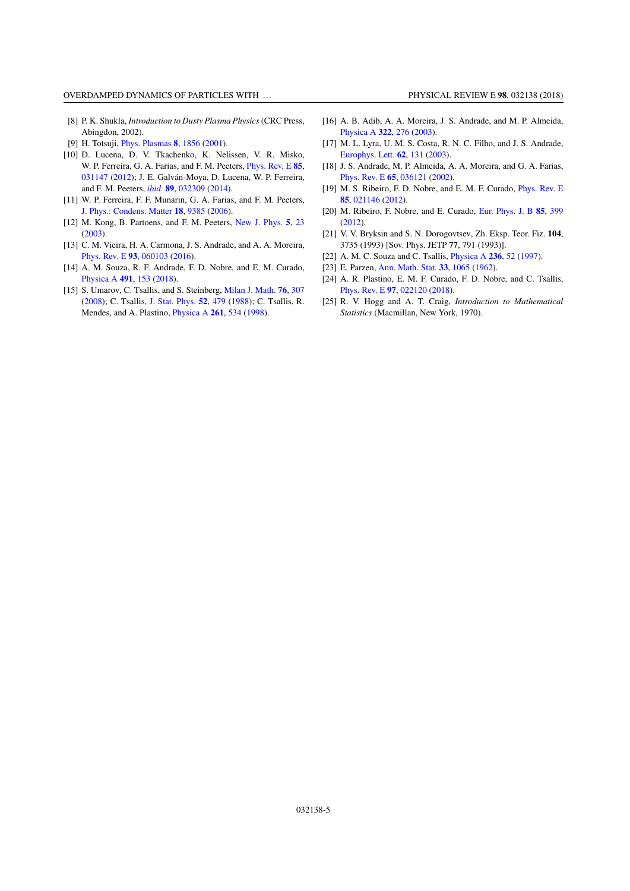[8] P. K. Shukla, *Introduction to Dusty Plasma Physics* (CRC Press, Abingdon, 2002).

[9] H. Totsuji, Phys. Plasmas **8**, 1856 (2001).

[10] D. Lucena, D. V. Tkachenko, K. Nelissen, V. R. Misko, W. P. Ferreira, G. A. Farias, and F. M. Peeters, Phys. Rev. E **85**, 031147 (2012); J. E. Galván-Moya, D. Lucena, W. P. Ferreira, and F. M. Peeters, *ibid.* **89**, 032309 (2014).

[11] W. P. Ferreira, F. F. Munarin, G. A. Farias, and F. M. Peeters, J. Phys.: Condens. Matter **18**, 9385 (2006).

[12] M. Kong, B. Partoens, and F. M. Peeters, New J. Phys. **5**, 23 (2003).

[13] C. M. Vieira, H. A. Carmona, J. S. Andrade, and A. A. Moreira, Phys. Rev. E **93**, 060103 (2016).

[14] A. M. Souza, R. F. Andrade, F. D. Nobre, and E. M. Curado, Physica A **491**, 153 (2018).

[15] S. Umarov, C. Tsallis, and S. Steinberg, Milan J. Math. **76**, 307 (2008); C. Tsallis, J. Stat. Phys. **52**, 479 (1988); C. Tsallis, R. Mendes, and A. Plastino, Physica A **261**, 534 (1998).

[16] A. B. Adib, A. A. Moreira, J. S. Andrade, and M. P. Almeida, Physica A **322**, 276 (2003).

[17] M. L. Lyra, U. M. S. Costa, R. N. C. Filho, and J. S. Andrade, Europhys. Lett. **62**, 131 (2003).

[18] J. S. Andrade, M. P. Almeida, A. A. Moreira, and G. A. Farias, Phys. Rev. E **65**, 036121 (2002).

[19] M. S. Ribeiro, F. D. Nobre, and E. M. F. Curado, Phys. Rev. E **85**, 021146 (2012).

[20] M. Ribeiro, F. Nobre, and E. Curado, Eur. Phys. J. B **85**, 399 (2012).

[21] V. V. Bryksin and S. N. Dorogovtsev, Zh. Eksp. Teor. Fiz. **104**, 3735 (1993) [Sov. Phys. JETP **77**, 791 (1993)].

[22] A. M. C. Souza and C. Tsallis, Physica A **236**, 52 (1997).

[23] E. Parzen, Ann. Math. Stat. **33**, 1065 (1962).

[24] A. R. Plastino, E. M. F. Curado, F. D. Nobre, and C. Tsallis, Phys. Rev. E **97**, 022120 (2018).

[25] R. V. Hogg and A. T. Craig, *Introduction to Mathematical Statistics* (Macmillan, New York, 1970).